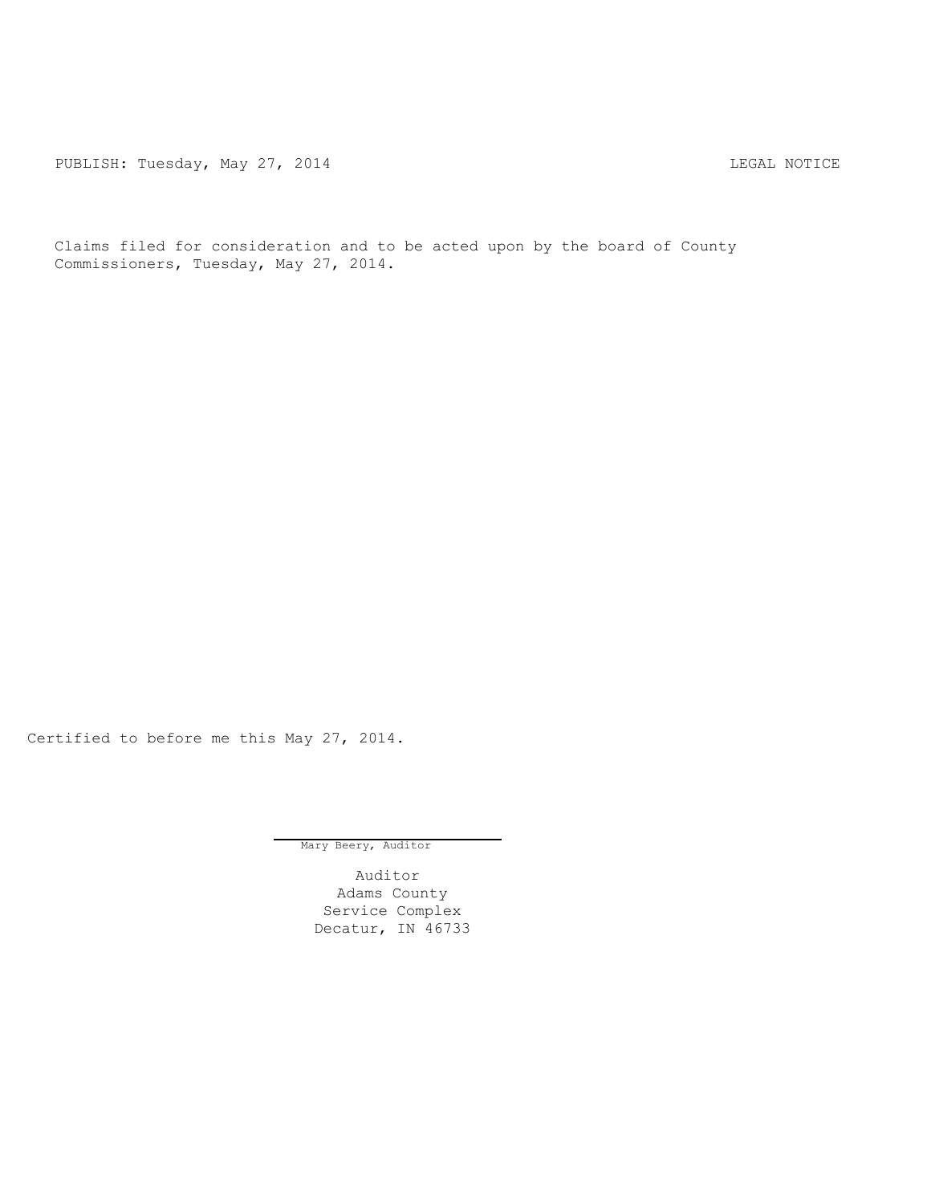PUBLISH: Tuesday, May 27, 2014 LEGAL NOTICE

Claims filed for consideration and to be acted upon by the board of County Commissioners, Tuesday, May 27, 2014.

Certified to before me this May 27, 2014.

Mary Beery, Auditor

Auditor
Adams County
Service Complex
Decatur, IN 46733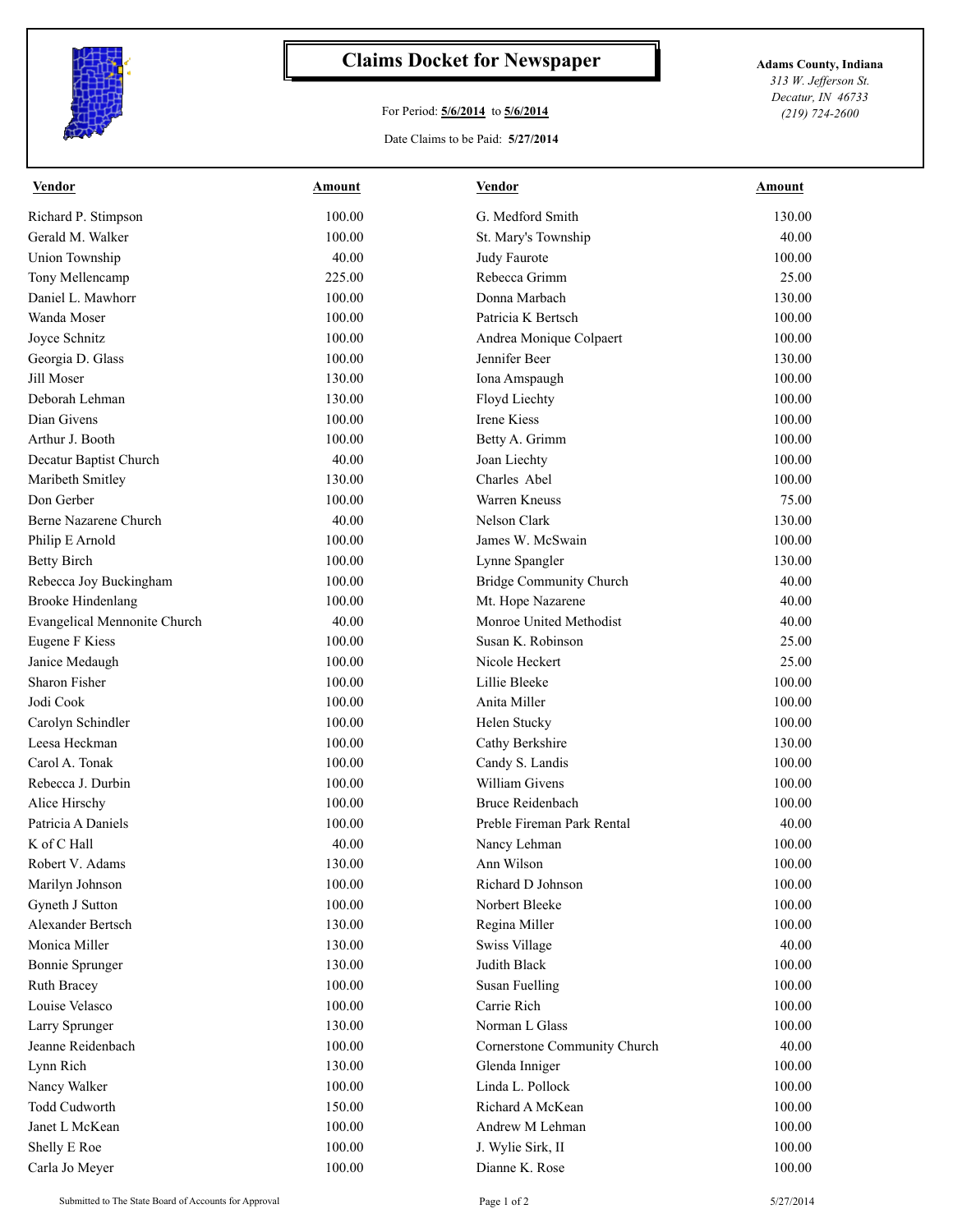# Claims Docket for Newspaper

For Period: **5/6/2014** to **5/6/2014**

Date Claims to be Paid: **5/27/2014**

**Adams County, Indiana**
*313 W. Jefferson St.*
*Decatur, IN 46733*
*(219) 724-2600*

| Vendor | Amount | Vendor | Amount |
|---|---|---|---|
| Richard P. Stimpson | 100.00 | G. Medford Smith | 130.00 |
| Gerald M. Walker | 100.00 | St. Mary's Township | 40.00 |
| Union Township | 40.00 | Judy Faurote | 100.00 |
| Tony Mellencamp | 225.00 | Rebecca Grimm | 25.00 |
| Daniel L. Mawhorr | 100.00 | Donna Marbach | 130.00 |
| Wanda Moser | 100.00 | Patricia K Bertsch | 100.00 |
| Joyce Schnitz | 100.00 | Andrea Monique Colpaert | 100.00 |
| Georgia D. Glass | 100.00 | Jennifer Beer | 130.00 |
| Jill Moser | 130.00 | Iona Amspaugh | 100.00 |
| Deborah Lehman | 130.00 | Floyd Liechty | 100.00 |
| Dian Givens | 100.00 | Irene Kiess | 100.00 |
| Arthur J. Booth | 100.00 | Betty A. Grimm | 100.00 |
| Decatur Baptist Church | 40.00 | Joan Liechty | 100.00 |
| Maribeth Smitley | 130.00 | Charles Abel | 100.00 |
| Don Gerber | 100.00 | Warren Kneuss | 75.00 |
| Berne Nazarene Church | 40.00 | Nelson Clark | 130.00 |
| Philip E Arnold | 100.00 | James W. McSwain | 100.00 |
| Betty Birch | 100.00 | Lynne Spangler | 130.00 |
| Rebecca Joy Buckingham | 100.00 | Bridge Community Church | 40.00 |
| Brooke Hindenlang | 100.00 | Mt. Hope Nazarene | 40.00 |
| Evangelical Mennonite Church | 40.00 | Monroe United Methodist | 40.00 |
| Eugene F Kiess | 100.00 | Susan K. Robinson | 25.00 |
| Janice Medaugh | 100.00 | Nicole Heckert | 25.00 |
| Sharon Fisher | 100.00 | Lillie Bleeke | 100.00 |
| Jodi Cook | 100.00 | Anita Miller | 100.00 |
| Carolyn Schindler | 100.00 | Helen Stucky | 100.00 |
| Leesa Heckman | 100.00 | Cathy Berkshire | 130.00 |
| Carol A. Tonak | 100.00 | Candy S. Landis | 100.00 |
| Rebecca J. Durbin | 100.00 | William Givens | 100.00 |
| Alice Hirschy | 100.00 | Bruce Reidenbach | 100.00 |
| Patricia A Daniels | 100.00 | Preble Fireman Park Rental | 40.00 |
| K of C Hall | 40.00 | Nancy Lehman | 100.00 |
| Robert V. Adams | 130.00 | Ann Wilson | 100.00 |
| Marilyn Johnson | 100.00 | Richard D Johnson | 100.00 |
| Gyneth J Sutton | 100.00 | Norbert Bleeke | 100.00 |
| Alexander Bertsch | 130.00 | Regina Miller | 100.00 |
| Monica Miller | 130.00 | Swiss Village | 40.00 |
| Bonnie Sprunger | 130.00 | Judith Black | 100.00 |
| Ruth Bracey | 100.00 | Susan Fuelling | 100.00 |
| Louise Velasco | 100.00 | Carrie Rich | 100.00 |
| Larry Sprunger | 130.00 | Norman L Glass | 100.00 |
| Jeanne Reidenbach | 100.00 | Cornerstone Community Church | 40.00 |
| Lynn Rich | 130.00 | Glenda Inniger | 100.00 |
| Nancy Walker | 100.00 | Linda L. Pollock | 100.00 |
| Todd Cudworth | 150.00 | Richard A McKean | 100.00 |
| Janet L McKean | 100.00 | Andrew M Lehman | 100.00 |
| Shelly E Roe | 100.00 | J. Wylie Sirk, II | 100.00 |
| Carla Jo Meyer | 100.00 | Dianne K. Rose | 100.00 |

Submitted to The State Board of Accounts for Approval

5/27/2014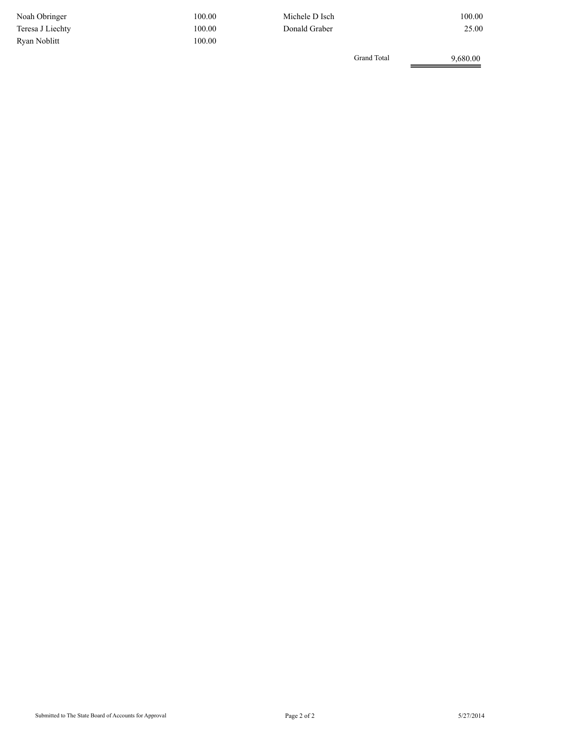| | | | |
|---|---|---|---|
| Noah Obringer | 100.00 | Michele D Isch | 100.00 |
| Teresa J Liechty | 100.00 | Donald Graber | 25.00 |
| Ryan Noblitt | 100.00 | | |
| | | Grand Total | 9,680.00 |

Submitted to The State Board of Accounts for Approval

5/27/2014